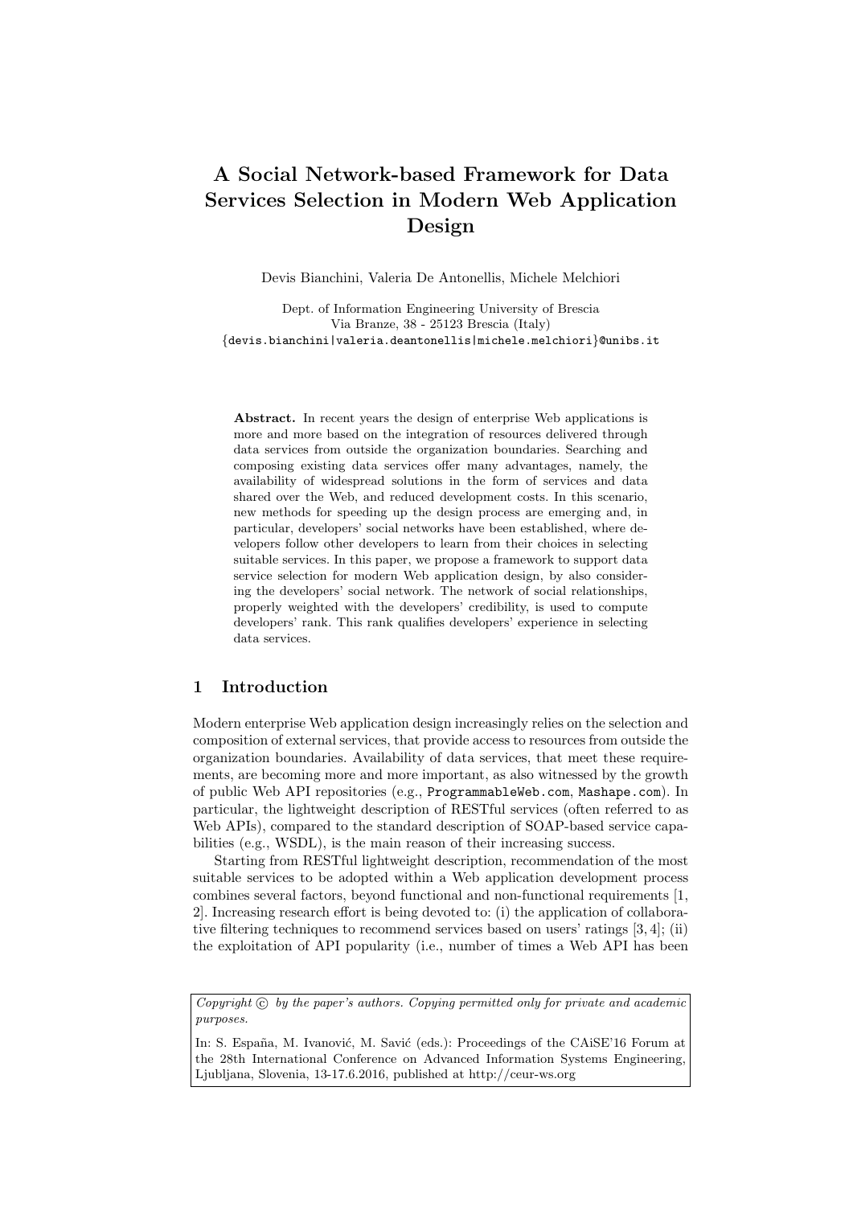# A Social Network-based Framework for Data Services Selection in Modern Web Application Design

Devis Bianchini, Valeria De Antonellis, Michele Melchiori

Dept. of Information Engineering University of Brescia
Via Branze, 38 - 25123 Brescia (Italy)
{devis.bianchini|valeria.deantonellis|michele.melchiori}@unibs.it

**Abstract.** In recent years the design of enterprise Web applications is more and more based on the integration of resources delivered through data services from outside the organization boundaries. Searching and composing existing data services offer many advantages, namely, the availability of widespread solutions in the form of services and data shared over the Web, and reduced development costs. In this scenario, new methods for speeding up the design process are emerging and, in particular, developers' social networks have been established, where developers follow other developers to learn from their choices in selecting suitable services. In this paper, we propose a framework to support data service selection for modern Web application design, by also considering the developers' social network. The network of social relationships, properly weighted with the developers' credibility, is used to compute developers' rank. This rank qualifies developers' experience in selecting data services.

## 1 Introduction

Modern enterprise Web application design increasingly relies on the selection and composition of external services, that provide access to resources from outside the organization boundaries. Availability of data services, that meet these requirements, are becoming more and more important, as also witnessed by the growth of public Web API repositories (e.g., `ProgrammableWeb.com`, `Mashape.com`). In particular, the lightweight description of RESTful services (often referred to as Web APIs), compared to the standard description of SOAP-based service capabilities (e.g., WSDL), is the main reason of their increasing success.

Starting from RESTful lightweight description, recommendation of the most suitable services to be adopted within a Web application development process combines several factors, beyond functional and non-functional requirements [1, 2]. Increasing research effort is being devoted to: (i) the application of collaborative filtering techniques to recommend services based on users' ratings [3, 4]; (ii) the exploitation of API popularity (i.e., number of times a Web API has been

*Copyright © by the paper's authors. Copying permitted only for private and academic purposes.*

In: S. España, M. Ivanović, M. Savić (eds.): Proceedings of the CAiSE'16 Forum at the 28th International Conference on Advanced Information Systems Engineering, Ljubljana, Slovenia, 13-17.6.2016, published at http://ceur-ws.org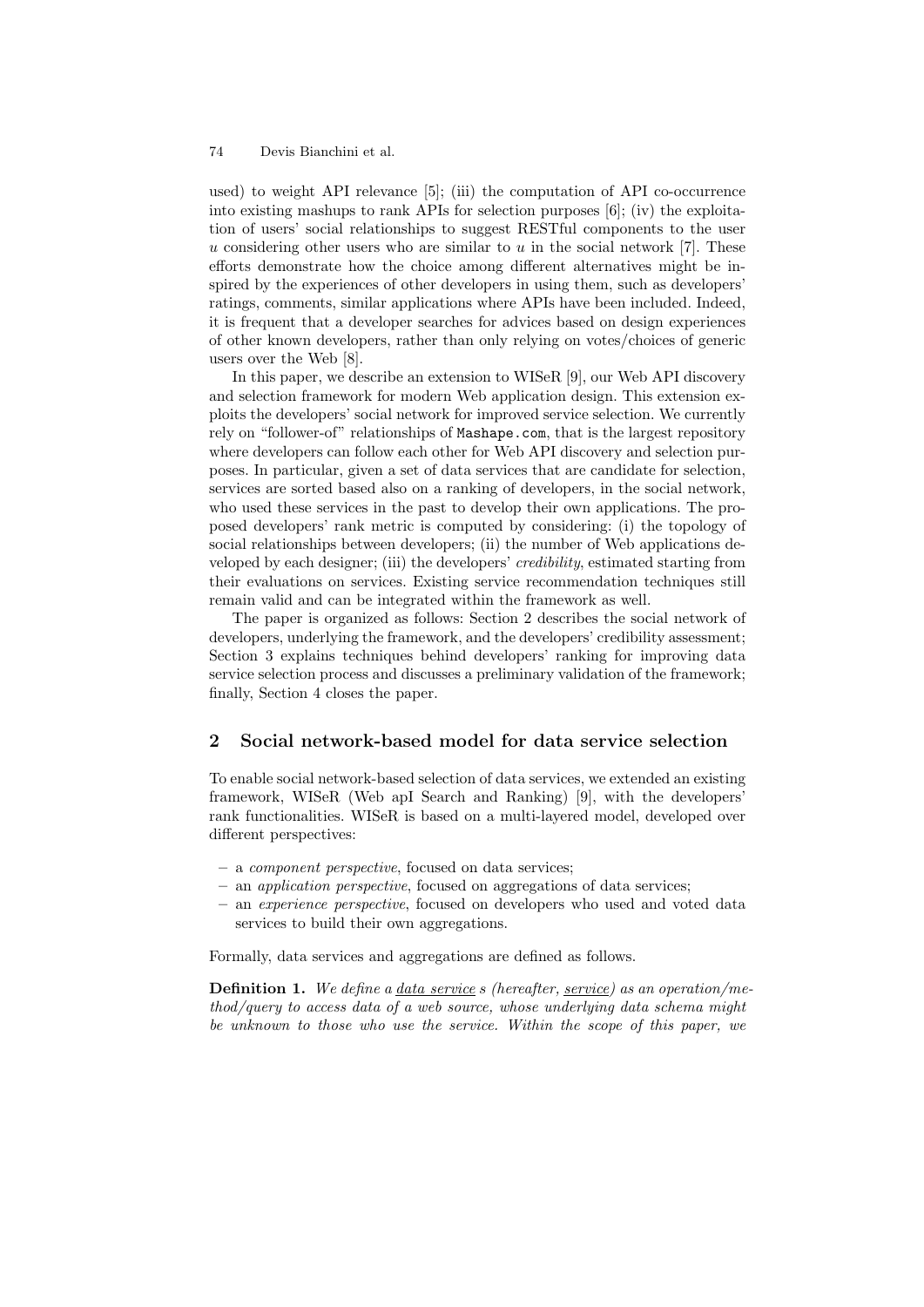used) to weight API relevance [5]; (iii) the computation of API co-occurrence into existing mashups to rank APIs for selection purposes [6]; (iv) the exploitation of users' social relationships to suggest RESTful components to the user $u$ considering other users who are similar to $u$ in the social network [7]. These efforts demonstrate how the choice among different alternatives might be inspired by the experiences of other developers in using them, such as developers' ratings, comments, similar applications where APIs have been included. Indeed, it is frequent that a developer searches for advices based on design experiences of other known developers, rather than only relying on votes/choices of generic users over the Web [8].

In this paper, we describe an extension to WISeR [9], our Web API discovery and selection framework for modern Web application design. This extension exploits the developers' social network for improved service selection. We currently rely on "follower-of" relationships of `Mashape.com`, that is the largest repository where developers can follow each other for Web API discovery and selection purposes. In particular, given a set of data services that are candidate for selection, services are sorted based also on a ranking of developers, in the social network, who used these services in the past to develop their own applications. The proposed developers' rank metric is computed by considering: (i) the topology of social relationships between developers; (ii) the number of Web applications developed by each designer; (iii) the developers' *credibility*, estimated starting from their evaluations on services. Existing service recommendation techniques still remain valid and can be integrated within the framework as well.

The paper is organized as follows: Section 2 describes the social network of developers, underlying the framework, and the developers' credibility assessment; Section 3 explains techniques behind developers' ranking for improving data service selection process and discusses a preliminary validation of the framework; finally, Section 4 closes the paper.

## 2 Social network-based model for data service selection

To enable social network-based selection of data services, we extended an existing framework, WISeR (Web apI Search and Ranking) [9], with the developers' rank functionalities. WISeR is based on a multi-layered model, developed over different perspectives:

- a *component perspective*, focused on data services;
- an *application perspective*, focused on aggregations of data services;
- an *experience perspective*, focused on developers who used and voted data services to build their own aggregations.

Formally, data services and aggregations are defined as follows.

**Definition 1.** *We define a data service s (hereafter, service) as an operation/method/query to access data of a web source, whose underlying data schema might be unknown to those who use the service. Within the scope of this paper, we*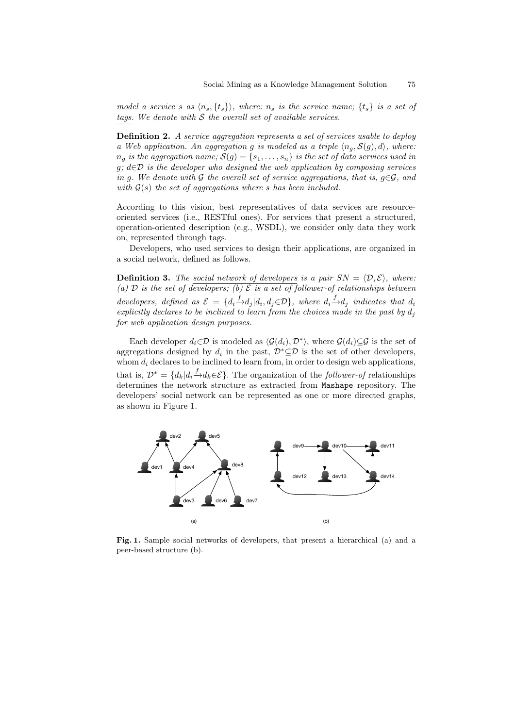*model a service s as $\langle n_s, \{t_s\}\rangle$, where: $n_s$ is the service name; $\{t_s\}$ is a set of tags. We denote with $\mathcal{S}$ the overall set of available services.*

**Definition 2.** *A service aggregation represents a set of services usable to deploy a Web application. An aggregation g is modeled as a triple $\langle n_g, \mathcal{S}(g), d\rangle$, where: $n_g$ is the aggregation name; $\mathcal{S}(g) = \{s_1, \ldots, s_n\}$ is the set of data services used in g; $d \in \mathcal{D}$ is the developer who designed the web application by composing services in g. We denote with $\mathcal{G}$ the overall set of service aggregations, that is, $g \in \mathcal{G}$, and with $\mathcal{G}(s)$ the set of aggregations where s has been included.*

According to this vision, best representatives of data services are resource-oriented services (i.e., RESTful ones). For services that present a structured, operation-oriented description (e.g., WSDL), we consider only data they work on, represented through tags.

Developers, who used services to design their applications, are organized in a social network, defined as follows.

**Definition 3.** *The social network of developers is a pair $SN = \langle \mathcal{D}, \mathcal{E}\rangle$, where: (a) $\mathcal{D}$ is the set of developers; (b) $\mathcal{E}$ is a set of follower-of relationships between developers, defined as $\mathcal{E} = \{d_i \xrightarrow{f} d_j | d_i, d_j \in \mathcal{D}\}$, where $d_i \xrightarrow{f} d_j$ indicates that $d_i$ explicitly declares to be inclined to learn from the choices made in the past by $d_j$ for web application design purposes.*

Each developer $d_i \in \mathcal{D}$ is modeled as $\langle \mathcal{G}(d_i), \mathcal{D}^* \rangle$, where $\mathcal{G}(d_i) \subseteq \mathcal{G}$ is the set of aggregations designed by $d_i$ in the past, $\mathcal{D}^* \subseteq \mathcal{D}$ is the set of other developers, whom $d_i$ declares to be inclined to learn from, in order to design web applications, that is, $\mathcal{D}^* = \{d_k | d_i \xrightarrow{f} d_k \in \mathcal{E}\}$. The organization of the *follower-of* relationships determines the network structure as extracted from Mashape repository. The developers' social network can be represented as one or more directed graphs, as shown in Figure 1.

**Fig. 1.** Sample social networks of developers, that present a hierarchical (a) and a peer-based structure (b).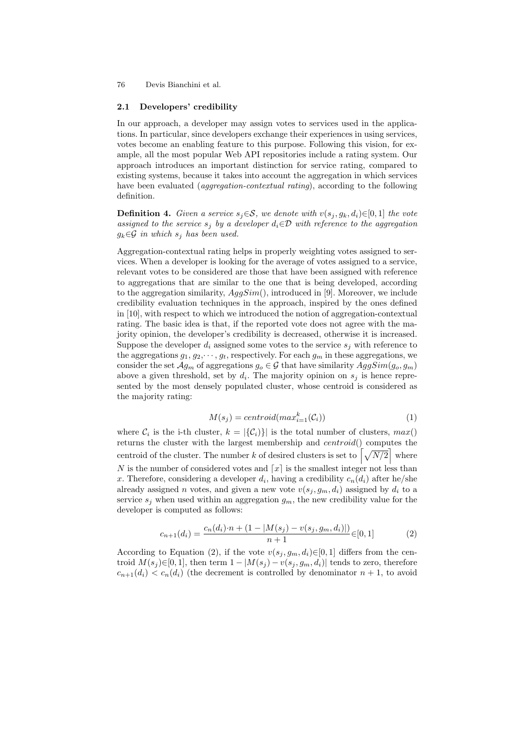### 2.1 Developers' credibility

In our approach, a developer may assign votes to services used in the applications. In particular, since developers exchange their experiences in using services, votes become an enabling feature to this purpose. Following this vision, for example, all the most popular Web API repositories include a rating system. Our approach introduces an important distinction for service rating, compared to existing systems, because it takes into account the aggregation in which services have been evaluated (*aggregation-contextual rating*), according to the following definition.

**Definition 4.** *Given a service $s_j \in \mathcal{S}$, we denote with $v(s_j, g_k, d_i) \in [0, 1]$ the vote assigned to the service $s_j$ by a developer $d_i \in \mathcal{D}$ with reference to the aggregation $g_k \in \mathcal{G}$ in which $s_j$ has been used.*

Aggregation-contextual rating helps in properly weighting votes assigned to services. When a developer is looking for the average of votes assigned to a service, relevant votes to be considered are those that have been assigned with reference to aggregations that are similar to the one that is being developed, according to the aggregation similarity, $AggSim()$, introduced in [9]. Moreover, we include credibility evaluation techniques in the approach, inspired by the ones defined in [10], with respect to which we introduced the notion of aggregation-contextual rating. The basic idea is that, if the reported vote does not agree with the majority opinion, the developer's credibility is decreased, otherwise it is increased. Suppose the developer $d_i$ assigned some votes to the service $s_j$ with reference to the aggregations $g_1, g_2, \cdots, g_t$, respectively. For each $g_m$ in these aggregations, we consider the set $\mathcal{A}g_m$ of aggregations $g_o \in \mathcal{G}$ that have similarity $AggSim(g_o, g_m)$ above a given threshold, set by $d_i$. The majority opinion on $s_j$ is hence represented by the most densely populated cluster, whose centroid is considered as the majority rating:

$$M(s_j) = centroid(max_{i=1}^{k}(\mathcal{C}_i)) \tag{1}$$

where $\mathcal{C}_i$ is the i-th cluster, $k = |\{\mathcal{C}_i)\}|$ is the total number of clusters, $max()$ returns the cluster with the largest membership and $centroid()$ computes the centroid of the cluster. The number $k$ of desired clusters is set to $\left\lceil \sqrt{N/2} \right\rceil$ where $N$ is the number of considered votes and $\lceil x \rceil$ is the smallest integer not less than $x$. Therefore, considering a developer $d_i$, having a credibility $c_n(d_i)$ after he/she already assigned $n$ votes, and given a new vote $v(s_j, g_m, d_i)$ assigned by $d_i$ to a service $s_j$ when used within an aggregation $g_m$, the new credibility value for the developer is computed as follows:

$$c_{n+1}(d_i) = \frac{c_n(d_i) \cdot n + (1 - |M(s_j) - v(s_j, g_m, d_i)|)}{n+1} \in [0, 1] \tag{2}$$

According to Equation (2), if the vote $v(s_j, g_m, d_i) \in [0, 1]$ differs from the centroid $M(s_j) \in [0, 1]$, then term $1 - |M(s_j) - v(s_j, g_m, d_i)|$ tends to zero, therefore $c_{n+1}(d_i) < c_n(d_i)$ (the decrement is controlled by denominator $n + 1$, to avoid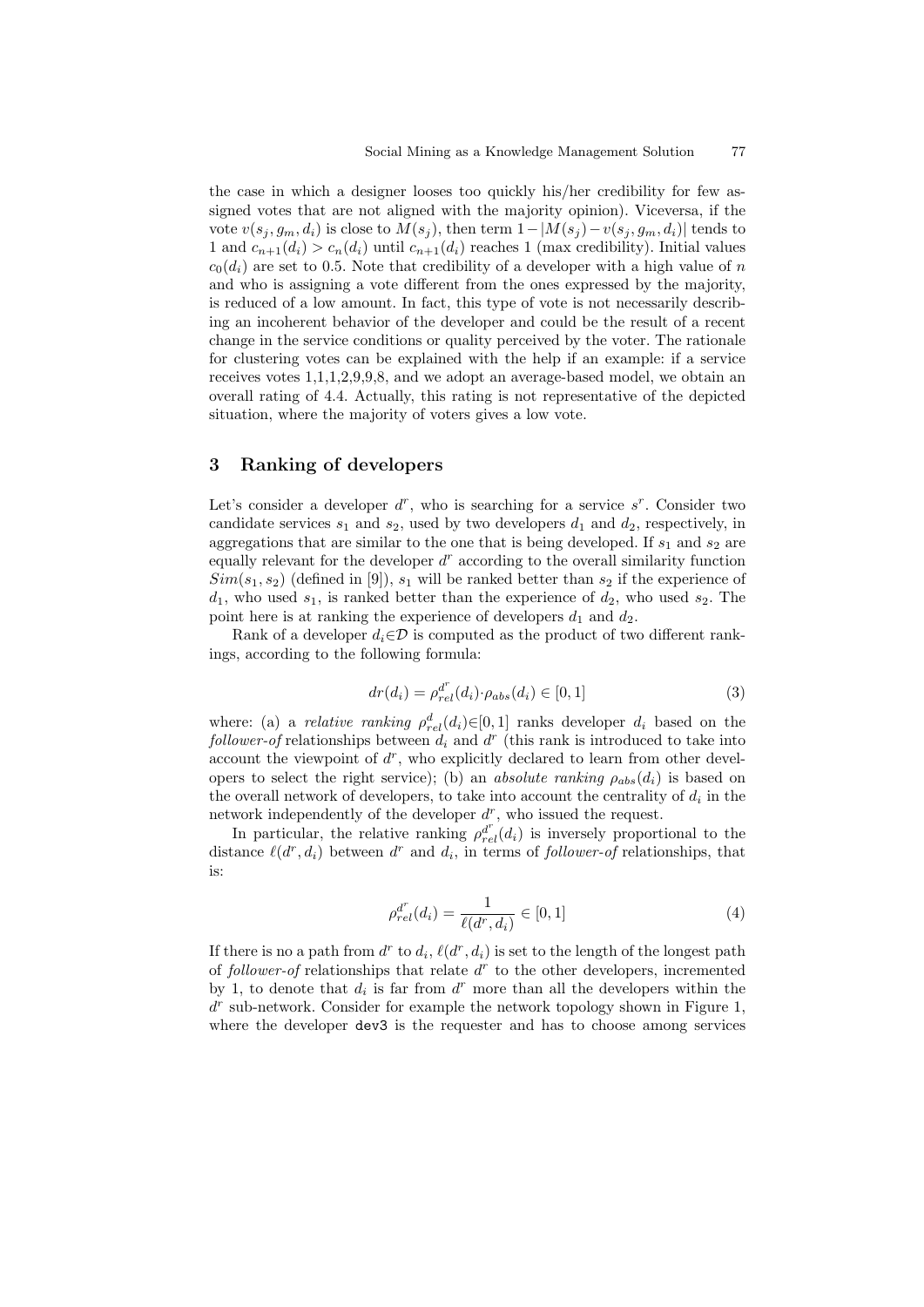the case in which a designer looses too quickly his/her credibility for few assigned votes that are not aligned with the majority opinion). Viceversa, if the vote $v(s_j, g_m, d_i)$ is close to $M(s_j)$, then term $1-|M(s_j)-v(s_j, g_m, d_i)|$ tends to 1 and $c_{n+1}(d_i) > c_n(d_i)$ until $c_{n+1}(d_i)$ reaches 1 (max credibility). Initial values $c_0(d_i)$ are set to 0.5. Note that credibility of a developer with a high value of $n$ and who is assigning a vote different from the ones expressed by the majority, is reduced of a low amount. In fact, this type of vote is not necessarily describing an incoherent behavior of the developer and could be the result of a recent change in the service conditions or quality perceived by the voter. The rationale for clustering votes can be explained with the help if an example: if a service receives votes 1,1,1,2,9,9,8, and we adopt an average-based model, we obtain an overall rating of 4.4. Actually, this rating is not representative of the depicted situation, where the majority of voters gives a low vote.

## 3 Ranking of developers

Let's consider a developer $d^r$, who is searching for a service $s^r$. Consider two candidate services $s_1$ and $s_2$, used by two developers $d_1$ and $d_2$, respectively, in aggregations that are similar to the one that is being developed. If $s_1$ and $s_2$ are equally relevant for the developer $d^r$ according to the overall similarity function $Sim(s_1, s_2)$ (defined in [9]), $s_1$ will be ranked better than $s_2$ if the experience of $d_1$, who used $s_1$, is ranked better than the experience of $d_2$, who used $s_2$. The point here is at ranking the experience of developers $d_1$ and $d_2$.

Rank of a developer $d_i \in \mathcal{D}$ is computed as the product of two different rankings, according to the following formula:

$$dr(d_i) = \rho_{rel}^{d^r}(d_i) \cdot \rho_{abs}(d_i) \in [0, 1] \tag{3}$$

where: (a) a *relative ranking* $\rho_{rel}^{d}(d_i) \in [0, 1]$ ranks developer $d_i$ based on the *follower-of* relationships between $d_i$ and $d^r$ (this rank is introduced to take into account the viewpoint of $d^r$, who explicitly declared to learn from other developers to select the right service); (b) an *absolute ranking* $\rho_{abs}(d_i)$ is based on the overall network of developers, to take into account the centrality of $d_i$ in the network independently of the developer $d^r$, who issued the request.

In particular, the relative ranking $\rho_{rel}^{d^r}(d_i)$ is inversely proportional to the distance $\ell(d^r, d_i)$ between $d^r$ and $d_i$, in terms of *follower-of* relationships, that is:

$$\rho_{rel}^{d^r}(d_i) = \frac{1}{\ell(d^r, d_i)} \in [0, 1] \tag{4}$$

If there is no a path from $d^r$ to $d_i$, $\ell(d^r, d_i)$ is set to the length of the longest path of *follower-of* relationships that relate $d^r$ to the other developers, incremented by 1, to denote that $d_i$ is far from $d^r$ more than all the developers within the $d^r$ sub-network. Consider for example the network topology shown in Figure 1, where the developer `dev3` is the requester and has to choose among services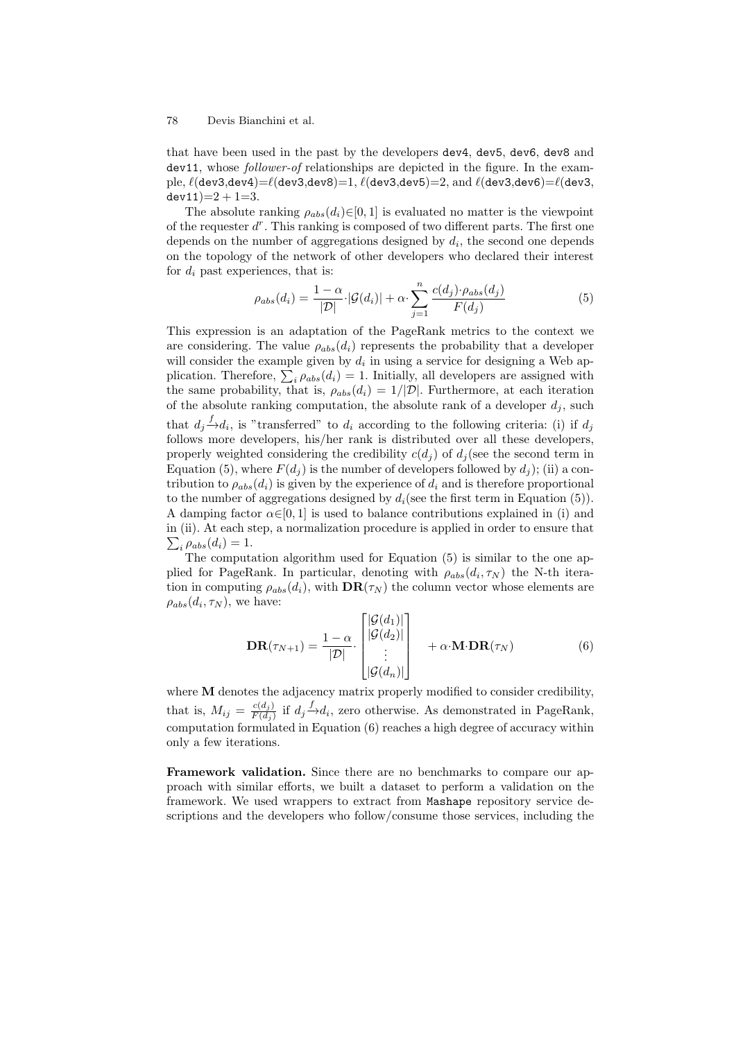that have been used in the past by the developers dev4, dev5, dev6, dev8 and dev11, whose *follower-of* relationships are depicted in the figure. In the example, $\ell$(dev3,dev4)=$\ell$(dev3,dev8)=1, $\ell$(dev3,dev5)=2, and $\ell$(dev3,dev6)=$\ell$(dev3, dev11)=$2+1$=3.

The absolute ranking $\rho_{abs}(d_i)\in[0,1]$ is evaluated no matter is the viewpoint of the requester $d^r$. This ranking is composed of two different parts. The first one depends on the number of aggregations designed by $d_i$, the second one depends on the topology of the network of other developers who declared their interest for $d_i$ past experiences, that is:

$$\rho_{abs}(d_i) = \frac{1-\alpha}{|\mathcal{D}|}\cdot|\mathcal{G}(d_i)| + \alpha\cdot\sum_{j=1}^{n}\frac{c(d_j)\cdot\rho_{abs}(d_j)}{F(d_j)} \tag{5}$$

This expression is an adaptation of the PageRank metrics to the context we are considering. The value $\rho_{abs}(d_i)$ represents the probability that a developer will consider the example given by $d_i$ in using a service for designing a Web application. Therefore, $\sum_i \rho_{abs}(d_i)=1$. Initially, all developers are assigned with the same probability, that is, $\rho_{abs}(d_i)=1/|\mathcal{D}|$. Furthermore, at each iteration of the absolute ranking computation, the absolute rank of a developer $d_j$, such that $d_j \xrightarrow{f} d_i$, is "transferred" to $d_i$ according to the following criteria: (i) if $d_j$ follows more developers, his/her rank is distributed over all these developers, properly weighted considering the credibility $c(d_j)$ of $d_j$(see the second term in Equation (5), where $F(d_j)$ is the number of developers followed by $d_j$); (ii) a contribution to $\rho_{abs}(d_i)$ is given by the experience of $d_i$ and is therefore proportional to the number of aggregations designed by $d_i$(see the first term in Equation (5)). A damping factor $\alpha\in[0,1]$ is used to balance contributions explained in (i) and in (ii). At each step, a normalization procedure is applied in order to ensure that $\sum_i \rho_{abs}(d_i)=1$.

The computation algorithm used for Equation (5) is similar to the one applied for PageRank. In particular, denoting with $\rho_{abs}(d_i,\tau_N)$ the N-th iteration in computing $\rho_{abs}(d_i)$, with $\mathbf{DR}(\tau_N)$ the column vector whose elements are $\rho_{abs}(d_i,\tau_N)$, we have:

$$\mathbf{DR}(\tau_{N+1}) = \frac{1-\alpha}{|\mathcal{D}|}\cdot\begin{bmatrix}|\mathcal{G}(d_1)|\\ |\mathcal{G}(d_2)|\\ \vdots \\ |\mathcal{G}(d_n)|\end{bmatrix} + \alpha\cdot\mathbf{M}\cdot\mathbf{DR}(\tau_N) \tag{6}$$

where $\mathbf{M}$ denotes the adjacency matrix properly modified to consider credibility, that is, $M_{ij}=\frac{c(d_j)}{F(d_j)}$ if $d_j \xrightarrow{f} d_i$, zero otherwise. As demonstrated in PageRank, computation formulated in Equation (6) reaches a high degree of accuracy within only a few iterations.

**Framework validation.** Since there are no benchmarks to compare our approach with similar efforts, we built a dataset to perform a validation on the framework. We used wrappers to extract from Mashape repository service descriptions and the developers who follow/consume those services, including the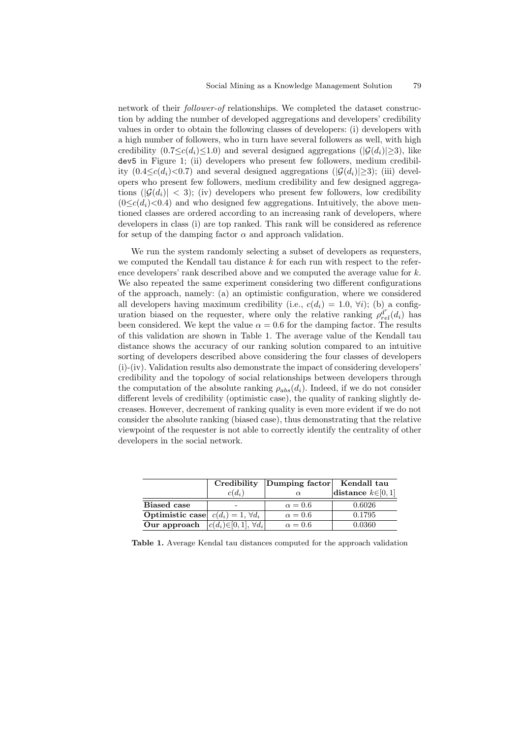network of their *follower-of* relationships. We completed the dataset construction by adding the number of developed aggregations and developers' credibility values in order to obtain the following classes of developers: (i) developers with a high number of followers, who in turn have several followers as well, with high credibility ($0.7 \leq c(d_i) \leq 1.0$) and several designed aggregations ($|\mathcal{G}(d_i)| \geq 3$), like `dev5` in Figure 1; (ii) developers who present few followers, medium credibility ($0.4 \leq c(d_i) < 0.7$) and several designed aggregations ($|\mathcal{G}(d_i)| \geq 3$); (iii) developers who present few followers, medium credibility and few designed aggregations ($|\mathcal{G}(d_i)| < 3$); (iv) developers who present few followers, low credibility ($0 \leq c(d_i) < 0.4$) and who designed few aggregations. Intuitively, the above mentioned classes are ordered according to an increasing rank of developers, where developers in class (i) are top ranked. This rank will be considered as reference for setup of the damping factor $\alpha$ and approach validation.

We run the system randomly selecting a subset of developers as requesters, we computed the Kendall tau distance $k$ for each run with respect to the reference developers' rank described above and we computed the average value for $k$. We also repeated the same experiment considering two different configurations of the approach, namely: (a) an optimistic configuration, where we considered all developers having maximum credibility (i.e., $c(d_i) = 1.0$, $\forall i$); (b) a configuration biased on the requester, where only the relative ranking $\rho^{d^r}_{rel}(d_i)$ has been considered. We kept the value $\alpha = 0.6$ for the damping factor. The results of this validation are shown in Table 1. The average value of the Kendall tau distance shows the accuracy of our ranking solution compared to an intuitive sorting of developers described above considering the four classes of developers (i)-(iv). Validation results also demonstrate the impact of considering developers' credibility and the topology of social relationships between developers through the computation of the absolute ranking $\rho_{abs}(d_i)$. Indeed, if we do not consider different levels of credibility (optimistic case), the quality of ranking slightly decreases. However, decrement of ranking quality is even more evident if we do not consider the absolute ranking (biased case), thus demonstrating that the relative viewpoint of the requester is not able to correctly identify the centrality of other developers in the social network.

| | **Credibility** $c(d_i)$ | **Dumping factor** $\alpha$ | **Kendall tau distance** $k \in [0, 1]$ |
|---|---|---|---|
| **Biased case** | - | $\alpha = 0.6$ | 0.6026 |
| **Optimistic case** | $c(d_i) = 1$, $\forall d_i$ | $\alpha = 0.6$ | 0.1795 |
| **Our approach** | $c(d_i) \in [0, 1]$, $\forall d_i$ | $\alpha = 0.6$ | 0.0360 |

**Table 1.** Average Kendal tau distances computed for the approach validation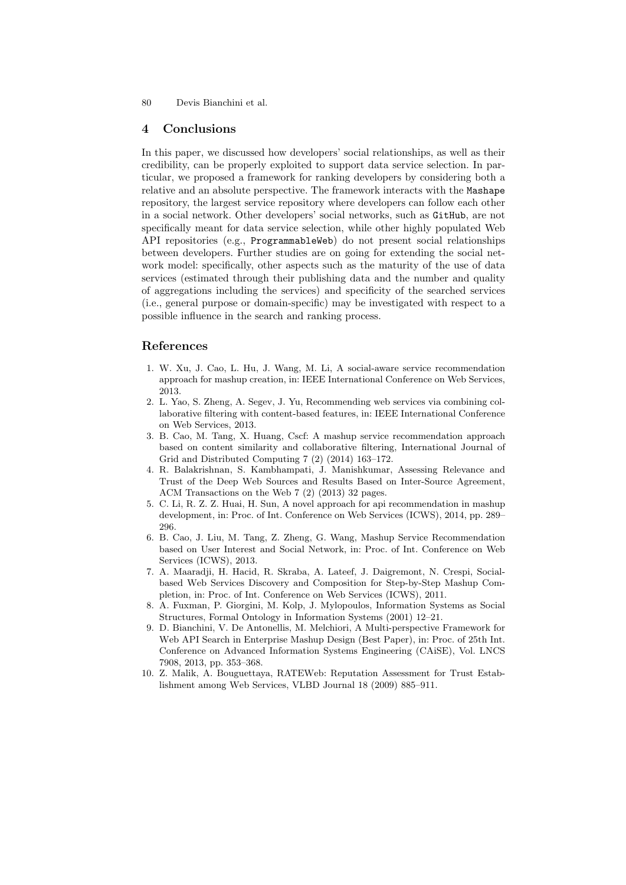## 4 Conclusions

In this paper, we discussed how developers' social relationships, as well as their credibility, can be properly exploited to support data service selection. In particular, we proposed a framework for ranking developers by considering both a relative and an absolute perspective. The framework interacts with the `Mashape` repository, the largest service repository where developers can follow each other in a social network. Other developers' social networks, such as `GitHub`, are not specifically meant for data service selection, while other highly populated Web API repositories (e.g., `ProgrammableWeb`) do not present social relationships between developers. Further studies are on going for extending the social network model: specifically, other aspects such as the maturity of the use of data services (estimated through their publishing data and the number and quality of aggregations including the services) and specificity of the searched services (i.e., general purpose or domain-specific) may be investigated with respect to a possible influence in the search and ranking process.

## References

1. W. Xu, J. Cao, L. Hu, J. Wang, M. Li, A social-aware service recommendation approach for mashup creation, in: IEEE International Conference on Web Services, 2013.
2. L. Yao, S. Zheng, A. Segev, J. Yu, Recommending web services via combining collaborative filtering with content-based features, in: IEEE International Conference on Web Services, 2013.
3. B. Cao, M. Tang, X. Huang, Cscf: A mashup service recommendation approach based on content similarity and collaborative filtering, International Journal of Grid and Distributed Computing 7 (2) (2014) 163–172.
4. R. Balakrishnan, S. Kambhampati, J. Manishkumar, Assessing Relevance and Trust of the Deep Web Sources and Results Based on Inter-Source Agreement, ACM Transactions on the Web 7 (2) (2013) 32 pages.
5. C. Li, R. Z. Z. Huai, H. Sun, A novel approach for api recommendation in mashup development, in: Proc. of Int. Conference on Web Services (ICWS), 2014, pp. 289–296.
6. B. Cao, J. Liu, M. Tang, Z. Zheng, G. Wang, Mashup Service Recommendation based on User Interest and Social Network, in: Proc. of Int. Conference on Web Services (ICWS), 2013.
7. A. Maaradji, H. Hacid, R. Skraba, A. Lateef, J. Daigremont, N. Crespi, Social-based Web Services Discovery and Composition for Step-by-Step Mashup Completion, in: Proc. of Int. Conference on Web Services (ICWS), 2011.
8. A. Fuxman, P. Giorgini, M. Kolp, J. Mylopoulos, Information Systems as Social Structures, Formal Ontology in Information Systems (2001) 12–21.
9. D. Bianchini, V. De Antonellis, M. Melchiori, A Multi-perspective Framework for Web API Search in Enterprise Mashup Design (Best Paper), in: Proc. of 25th Int. Conference on Advanced Information Systems Engineering (CAiSE), Vol. LNCS 7908, 2013, pp. 353–368.
10. Z. Malik, A. Bouguettaya, RATEWeb: Reputation Assessment for Trust Establishment among Web Services, VLBD Journal 18 (2009) 885–911.